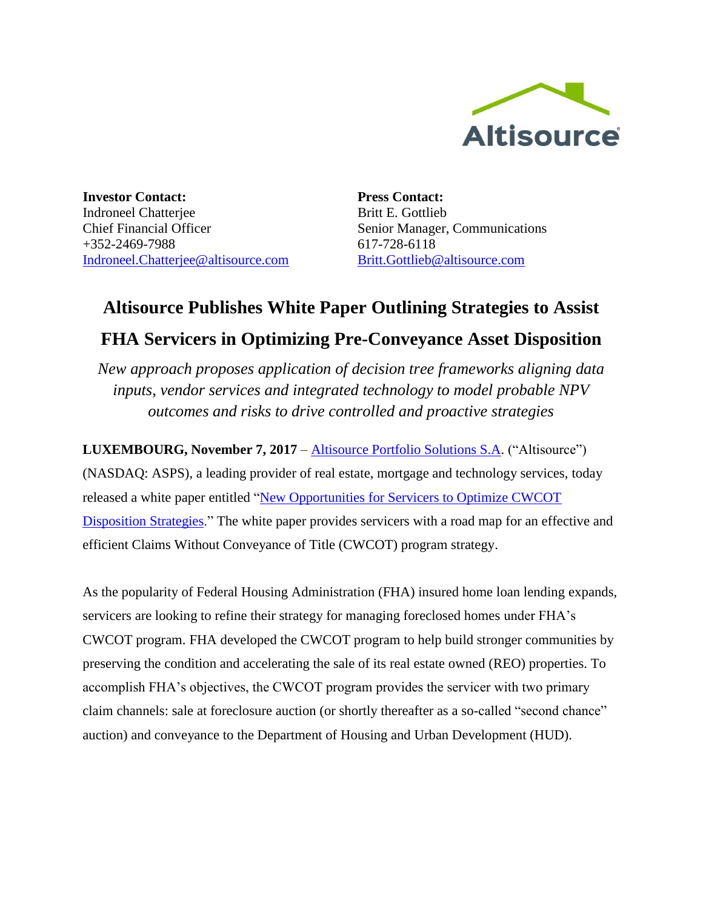**Investor Contact:**
Indroneel Chatterjee
Chief Financial Officer
+352-2469-7988
Indroneel.Chatterjee@altisource.com

**Press Contact:**
Britt E. Gottlieb
Senior Manager, Communications
617-728-6118
Britt.Gottlieb@altisource.com

# Altisource Publishes White Paper Outlining Strategies to Assist FHA Servicers in Optimizing Pre-Conveyance Asset Disposition

*New approach proposes application of decision tree frameworks aligning data inputs, vendor services and integrated technology to model probable NPV outcomes and risks to drive controlled and proactive strategies*

**LUXEMBOURG, November 7, 2017** – Altisource Portfolio Solutions S.A. ("Altisource") (NASDAQ: ASPS), a leading provider of real estate, mortgage and technology services, today released a white paper entitled "New Opportunities for Servicers to Optimize CWCOT Disposition Strategies." The white paper provides servicers with a road map for an effective and efficient Claims Without Conveyance of Title (CWCOT) program strategy.

As the popularity of Federal Housing Administration (FHA) insured home loan lending expands, servicers are looking to refine their strategy for managing foreclosed homes under FHA's CWCOT program. FHA developed the CWCOT program to help build stronger communities by preserving the condition and accelerating the sale of its real estate owned (REO) properties. To accomplish FHA's objectives, the CWCOT program provides the servicer with two primary claim channels: sale at foreclosure auction (or shortly thereafter as a so-called "second chance" auction) and conveyance to the Department of Housing and Urban Development (HUD).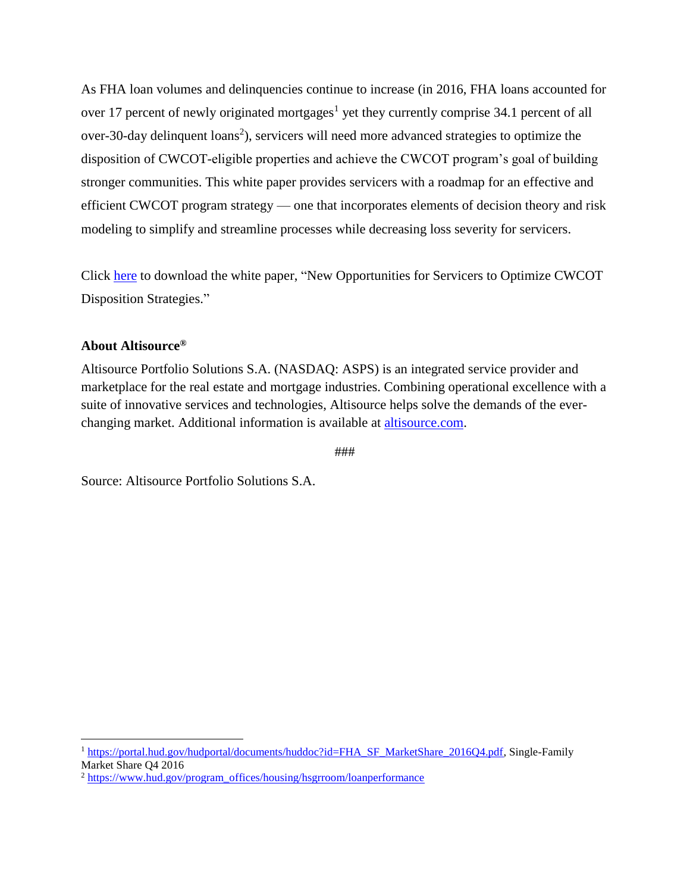As FHA loan volumes and delinquencies continue to increase (in 2016, FHA loans accounted for over 17 percent of newly originated mortgages[1] yet they currently comprise 34.1 percent of all over-30-day delinquent loans[2]), servicers will need more advanced strategies to optimize the disposition of CWCOT-eligible properties and achieve the CWCOT program's goal of building stronger communities. This white paper provides servicers with a roadmap for an effective and efficient CWCOT program strategy — one that incorporates elements of decision theory and risk modeling to simplify and streamline processes while decreasing loss severity for servicers.

Click here to download the white paper, "New Opportunities for Servicers to Optimize CWCOT Disposition Strategies."

**About Altisource®**

Altisource Portfolio Solutions S.A. (NASDAQ: ASPS) is an integrated service provider and marketplace for the real estate and mortgage industries. Combining operational excellence with a suite of innovative services and technologies, Altisource helps solve the demands of the ever-changing market. Additional information is available at altisource.com.

###

Source: Altisource Portfolio Solutions S.A.

---

[1] https://portal.hud.gov/hudportal/documents/huddoc?id=FHA_SF_MarketShare_2016Q4.pdf, Single-Family Market Share Q4 2016

[2] https://www.hud.gov/program_offices/housing/hsgrroom/loanperformance